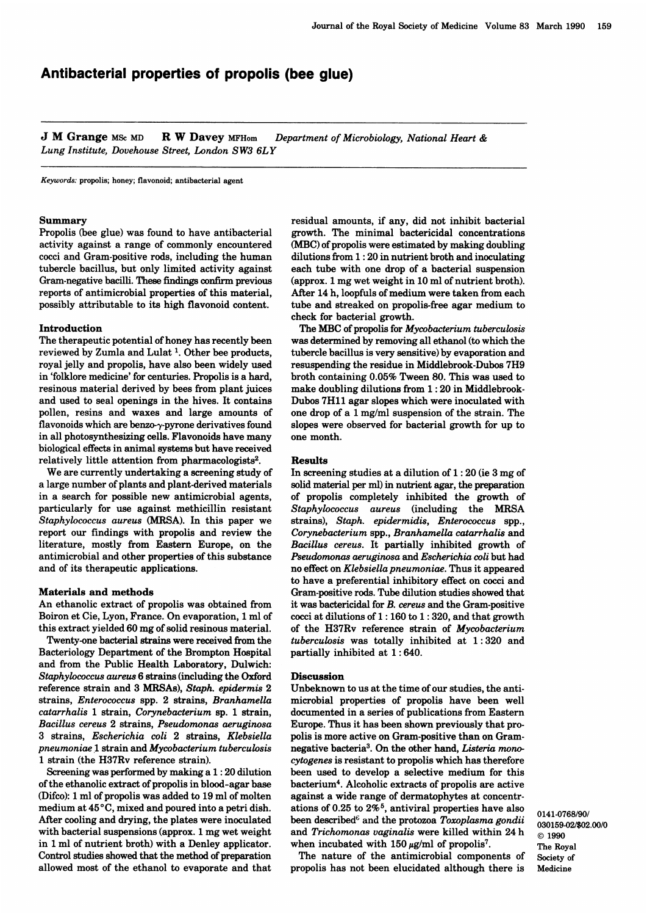# Antibacterial properties of propolis (bee glue)

**J M Grange** MSc MD **R W Davey** MFHom *Department of Microbiology, National Heart & Lung Institute, Dovehouse Street, London SW3 6LY*

*Keywords:* propolis; honey; flavonoid; antibacterial agent

## Summary

Propolis (bee glue) was found to have antibacterial activity against a range of commonly encountered cocci and Gram-positive rods, including the human tubercle bacillus, but only limited activity against Gram-negative bacilli. These findings confirm previous reports of antimicrobial properties of this material, possibly attributable to its high flavonoid content.

## Introduction

The therapeutic potential of honey has recently been reviewed by Zumla and Lulat [1]. Other bee products, royal jelly and propolis, have also been widely used in 'folklore medicine' for centuries. Propolis is a hard, resinous material derived by bees from plant juices and used to seal openings in the hives. It contains pollen, resins and waxes and large amounts of flavonoids which are benzo-$\gamma$-pyrone derivatives found in all photosynthesizing cells. Flavonoids have many biological effects in animal systems but have received relatively little attention from pharmacologists[2].

We are currently undertaking a screening study of a large number of plants and plant-derived materials in a search for possible new antimicrobial agents, particularly for use against methicillin resistant *Staphylococcus aureus* (MRSA). In this paper we report our findings with propolis and review the literature, mostly from Eastern Europe, on the antimicrobial and other properties of this substance and of its therapeutic applications.

## Materials and methods

An ethanolic extract of propolis was obtained from Boiron et Cie, Lyon, France. On evaporation, 1 ml of this extract yielded 60 mg of solid resinous material.

Twenty-one bacterial strains were received from the Bacteriology Department of the Brompton Hospital and from the Public Health Laboratory, Dulwich: *Staphylococcus aureus* 6 strains (including the Oxford reference strain and 3 MRSAs), *Staph. epidermis* 2 strains, *Enterococcus* spp. 2 strains, *Branhamella catarrhalis* 1 strain, *Corynebacterium* sp. 1 strain, *Bacillus cereus* 2 strains, *Pseudomonas aeruginosa* 3 strains, *Escherichia coli* 2 strains, *Klebsiella pneumoniae* 1 strain and *Mycobacterium tuberculosis* 1 strain (the H37Rv reference strain).

Screening was performed by making a 1 : 20 dilution of the ethanolic extract of propolis in blood-agar base (Difco): 1 ml of propolis was added to 19 ml of molten medium at 45°C, mixed and poured into a petri dish. After cooling and drying, the plates were inoculated with bacterial suspensions (approx. 1 mg wet weight in 1 ml of nutrient broth) with a Denley applicator. Control studies showed that the method of preparation allowed most of the ethanol to evaporate and that residual amounts, if any, did not inhibit bacterial growth. The minimal bactericidal concentrations (MBC) of propolis were estimated by making doubling dilutions from 1 : 20 in nutrient broth and inoculating each tube with one drop of a bacterial suspension (approx. 1 mg wet weight in 10 ml of nutrient broth). After 14 h, loopfuls of medium were taken from each tube and streaked on propolis-free agar medium to check for bacterial growth.

The MBC of propolis for *Mycobacterium tuberculosis* was determined by removing all ethanol (to which the tubercle bacillus is very sensitive) by evaporation and resuspending the residue in Middlebrook-Dubos 7H9 broth containing 0.05% Tween 80. This was used to make doubling dilutions from 1 : 20 in Middlebrook-Dubos 7H11 agar slopes which were inoculated with one drop of a 1 mg/ml suspension of the strain. The slopes were observed for bacterial growth for up to one month.

## Results

In screening studies at a dilution of 1 : 20 (ie 3 mg of solid material per ml) in nutrient agar, the preparation of propolis completely inhibited the growth of *Staphylococcus aureus* (including the MRSA strains), *Staph. epidermidis*, *Enterococcus* spp., *Corynebacterium* spp., *Branhamella catarrhalis* and *Bacillus cereus*. It partially inhibited growth of *Pseudomonas aeruginosa* and *Escherichia coli* but had no effect on *Klebsiella pneumoniae*. Thus it appeared to have a preferential inhibitory effect on cocci and Gram-positive rods. Tube dilution studies showed that it was bactericidal for *B. cereus* and the Gram-positive cocci at dilutions of 1 : 160 to 1 : 320, and that growth of the H37Rv reference strain of *Mycobacterium tuberculosis* was totally inhibited at 1 : 320 and partially inhibited at 1 : 640.

## Discussion

Unbeknown to us at the time of our studies, the antimicrobial properties of propolis have been well documented in a series of publications from Eastern Europe. Thus it has been shown previously that propolis is more active on Gram-positive than on Gram-negative bacteria[3]. On the other hand, *Listeria monocytogenes* is resistant to propolis which has therefore been used to develop a selective medium for this bacterium[4]. Alcoholic extracts of propolis are active against a wide range of dermatophytes at concentrations of 0.25 to 2%[5], antiviral properties have also been described[6] and the protozoa *Toxoplasma gondii* and *Trichomonas vaginalis* were killed within 24 h when incubated with 150 $\mu$g/ml of propolis[7].

The nature of the antimicrobial components of propolis has not been elucidated although there is

0141-0768/90/030159-02/$02.00/0 © 1990 The Royal Society of Medicine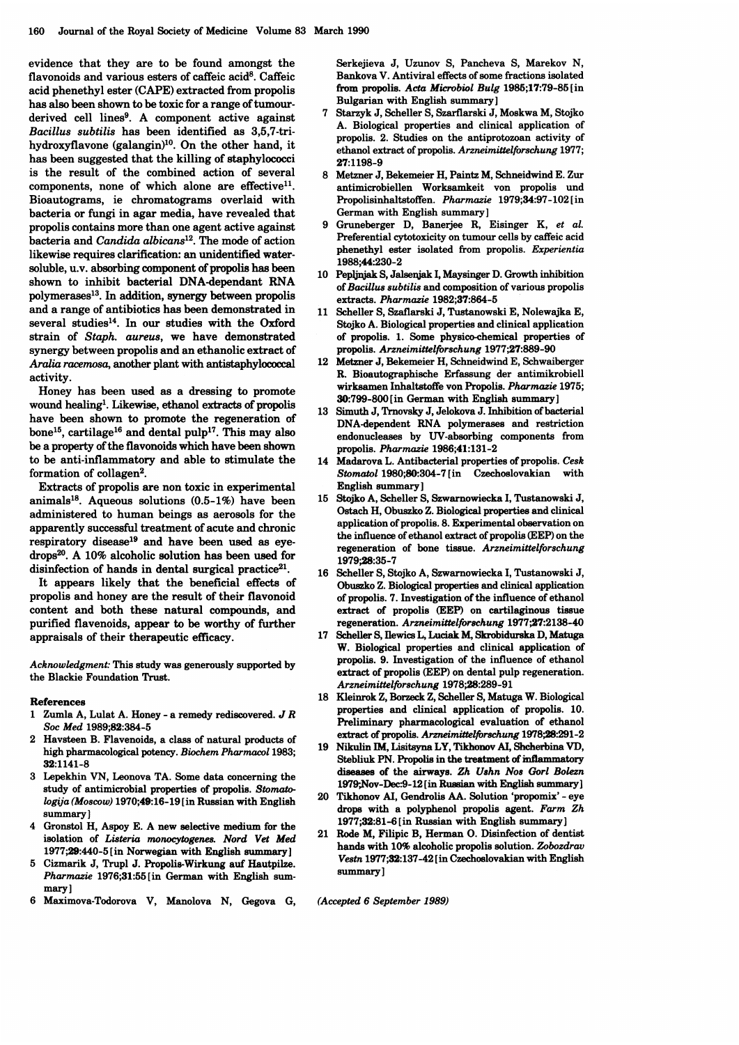evidence that they are to be found amongst the flavonoids and various esters of caffeic acid[8]. Caffeic acid phenethyl ester (CAPE) extracted from propolis has also been shown to be toxic for a range of tumour-derived cell lines[9]. A component active against *Bacillus subtilis* has been identified as 3,5,7-trihydroxyflavone (galangin)[10]. On the other hand, it has been suggested that the killing of staphylococci is the result of the combined action of several components, none of which alone are effective[11]. Bioautograms, ie chromatograms overlaid with bacteria or fungi in agar media, have revealed that propolis contains more than one agent active against bacteria and *Candida albicans*[12]. The mode of action likewise requires clarification: an unidentified water-soluble, u.v. absorbing component of propolis has been shown to inhibit bacterial DNA-dependant RNA polymerases[13]. In addition, synergy between propolis and a range of antibiotics has been demonstrated in several studies[14]. In our studies with the Oxford strain of *Staph. aureus*, we have demonstrated synergy between propolis and an ethanolic extract of *Aralia racemosa*, another plant with antistaphylococcal activity.

Honey has been used as a dressing to promote wound healing[1]. Likewise, ethanol extracts of propolis have been shown to promote the regeneration of bone[15], cartilage[16] and dental pulp[17]. This may also be a property of the flavonoids which have been shown to be anti-inflammatory and able to stimulate the formation of collagen[2].

Extracts of propolis are non toxic in experimental animals[18]. Aqueous solutions (0.5-1%) have been administered to human beings as aerosols for the apparently successful treatment of acute and chronic respiratory disease[19] and have been used as eye-drops[20]. A 10% alcoholic solution has been used for disinfection of hands in dental surgical practice[21].

It appears likely that the beneficial effects of propolis and honey are the result of their flavonoid content and both these natural compounds, and purified flavenoids, appear to be worthy of further appraisals of their therapeutic efficacy.

*Acknowledgment:* This study was generously supported by the Blackie Foundation Trust.

## References

1. Zumla A, Lulat A. Honey - a remedy rediscovered. *J R Soc Med* 1989;**82**:384-5
2. Havsteen B. Flavenoids, a class of natural products of high pharmacological potency. *Biochem Pharmacol* 1983; **32**:1141-8
3. Lepekhin VN, Leonova TA. Some data concerning the study of antimicrobial properties of propolis. *Stomatologija (Moscow)* 1970;**49**:16-19 [in Russian with English summary]
4. Gronstol H, Aspoy E. A new selective medium for the isolation of *Listeria monocytogenes*. *Nord Vet Med* 1977;**29**:440-5 [in Norwegian with English summary]
5. Cizmarik J, Trupl J. Propolis-Wirkung auf Hautpilze. *Pharmazie* 1976;**31**:55 [in German with English summary]
6. Maximova-Todorova V, Manolova N, Gegova G, Serkejieva J, Uzunov S, Pancheva S, Marekov N, Bankova V. Antiviral effects of some fractions isolated from propolis. *Acta Microbiol Bulg* 1985;**17**:79-85 [in Bulgarian with English summary]
7. Starzyk J, Scheller S, Szaflarski J, Moskwa M, Stojko A. Biological properties and clinical application of propolis. 2. Studies on the antiprotozoan activity of ethanol extract of propolis. *Arzneimittelforschung* 1977; **27**:1198-9
8. Metzner J, Bekemeier H, Paintz M, Schneidwind E. Zur antimicrobiellen Worksamkeit von propolis und Propolisinhaltstoffen. *Pharmazie* 1979;**34**:97-102 [in German with English summary]
9. Gruneberger D, Banerjee R, Eisinger K, *et al.* Preferential cytotoxicity on tumour cells by caffeic acid phenethyl ester isolated from propolis. *Experientia* 1988;**44**:230-2
10. Pepljnjak S, Jalsenjak I, Maysinger D. Growth inhibition of *Bacillus subtilis* and composition of various propolis extracts. *Pharmazie* 1982;**37**:864-5
11. Scheller S, Szaflarski J, Tustanowski E, Nolewajka E, Stojko A. Biological properties and clinical application of propolis. 1. Some physico-chemical properties of propolis. *Arzneimittelforschung* 1977;**27**:889-90
12. Metzner J, Bekemeier H, Schneidwind E, Schwaiberger R. Bioautographische Erfassung der antimikrobiell wirksamen Inhaltstoffe von Propolis. *Pharmazie* 1975; **30**:799-800 [in German with English summary]
13. Simuth J, Trnovsky J, Jelokova J. Inhibition of bacterial DNA-dependent RNA polymerases and restriction endonucleases by UV-absorbing components from propolis. *Pharmazie* 1986;**41**:131-2
14. Madarova L. Antibacterial properties of propolis. *Cesk Stomatol* 1980;**80**:304-7 [in Czechoslovakian with English summary]
15. Stojko A, Scheller S, Szwarnowiecka I, Tustanowski J, Ostach H, Obuszko Z. Biological properties and clinical application of propolis. 8. Experimental observation on the influence of ethanol extract of propolis (EEP) on the regeneration of bone tissue. *Arzneimittelforschung* 1979;**28**:35-7
16. Scheller S, Stojko A, Szwarnowiecka I, Tustanowski J, Obuszko Z. Biological properties and clinical application of propolis. 7. Investigation of the influence of ethanol extract of propolis (EEP) on cartilaginous tissue regeneration. *Arzneimittelforschung* 1977;**27**:2138-40
17. Scheller S, Ilewics L, Luciak M, Skrobidurska D, Matuga W. Biological properties and clinical application of propolis. 9. Investigation of the influence of ethanol extract of propolis (EEP) on dental pulp regeneration. *Arzneimittelforschung* 1978;**28**:289-91
18. Kleinrok Z, Borzeck Z, Scheller S, Matuga W. Biological properties and clinical application of propolis. 10. Preliminary pharmacological evaluation of ethanol extract of propolis. *Arzneimittelforschung* 1978;**28**:291-2
19. Nikulin IM, Lisitsyna LY, Tikhonov AI, Shcherbina VD, Stebliuk PN. Propolis in the treatment of inflammatory diseases of the airways. *Zh Ushn Nos Gorl Bolezn* 1979;Nov-Dec:9-12 [in Russian with English summary]
20. Tikhonov AI, Gendrolis AA. Solution 'propomix' - eye drops with a polyphenol propolis agent. *Farm Zh* 1977;**32**:81-6 [in Russian with English summary]
21. Rode M, Filipic B, Herman O. Disinfection of dentist hands with 10% alcoholic propolis solution. *Zobozdrav Vestn* 1977;**32**:137-42 [in Czechoslovakian with English summary]

*(Accepted 6 September 1989)*